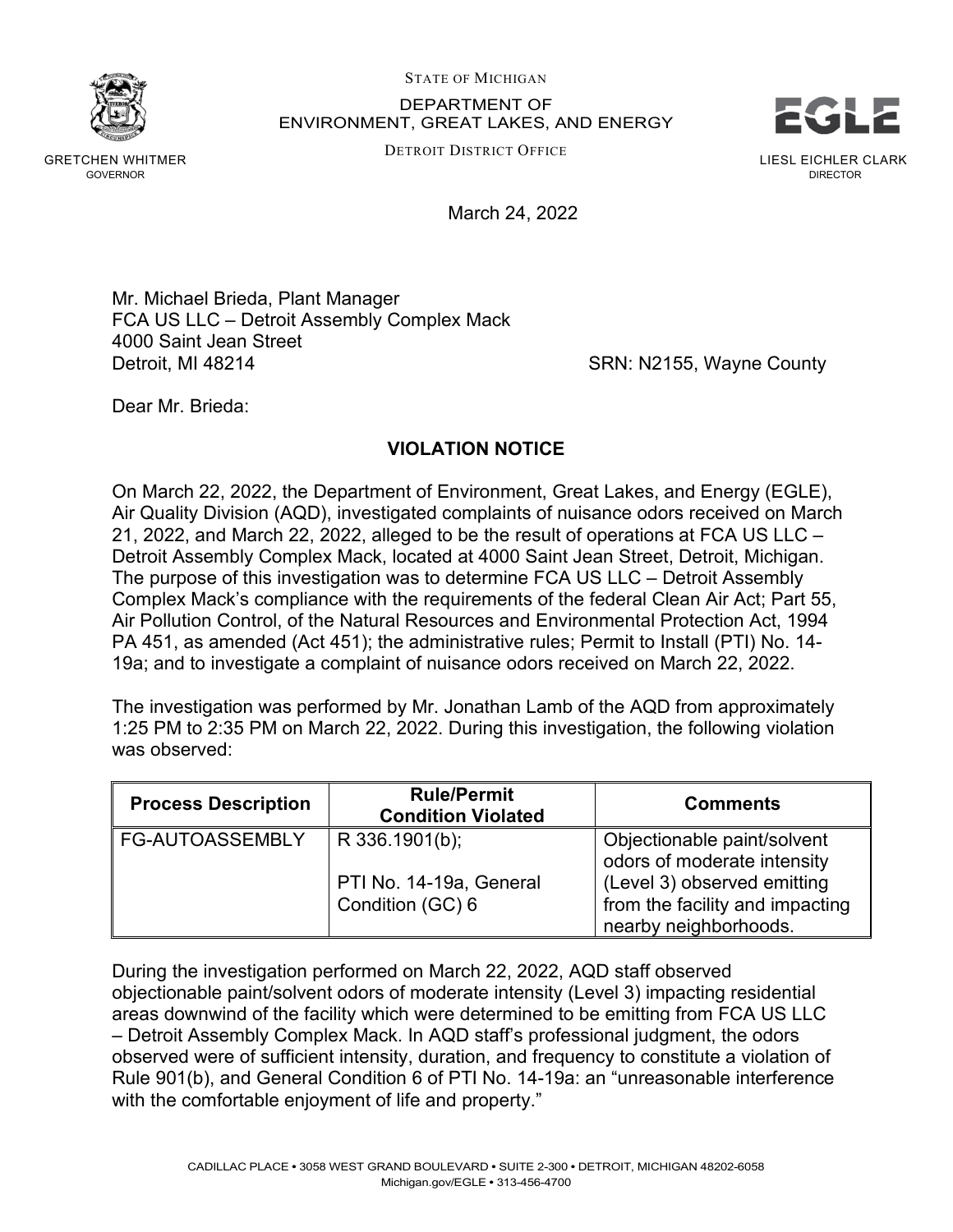STATE OF MICHIGAN

DEPARTMENT OF
ENVIRONMENT, GREAT LAKES, AND ENERGY

DETROIT DISTRICT OFFICE

GRETCHEN WHITMER
GOVERNOR

LIESL EICHLER CLARK
DIRECTOR

March 24, 2022

Mr. Michael Brieda, Plant Manager
FCA US LLC – Detroit Assembly Complex Mack
4000 Saint Jean Street
Detroit, MI 48214

SRN: N2155, Wayne County

Dear Mr. Brieda:

**VIOLATION NOTICE**

On March 22, 2022, the Department of Environment, Great Lakes, and Energy (EGLE), Air Quality Division (AQD), investigated complaints of nuisance odors received on March 21, 2022, and March 22, 2022, alleged to be the result of operations at FCA US LLC – Detroit Assembly Complex Mack, located at 4000 Saint Jean Street, Detroit, Michigan. The purpose of this investigation was to determine FCA US LLC – Detroit Assembly Complex Mack's compliance with the requirements of the federal Clean Air Act; Part 55, Air Pollution Control, of the Natural Resources and Environmental Protection Act, 1994 PA 451, as amended (Act 451); the administrative rules; Permit to Install (PTI) No. 14-19a; and to investigate a complaint of nuisance odors received on March 22, 2022.

The investigation was performed by Mr. Jonathan Lamb of the AQD from approximately 1:25 PM to 2:35 PM on March 22, 2022. During this investigation, the following violation was observed:

| Process Description | Rule/Permit Condition Violated | Comments |
|---|---|---|
| FG-AUTOASSEMBLY | R 336.1901(b); PTI No. 14-19a, General Condition (GC) 6 | Objectionable paint/solvent odors of moderate intensity (Level 3) observed emitting from the facility and impacting nearby neighborhoods. |

During the investigation performed on March 22, 2022, AQD staff observed objectionable paint/solvent odors of moderate intensity (Level 3) impacting residential areas downwind of the facility which were determined to be emitting from FCA US LLC – Detroit Assembly Complex Mack. In AQD staff's professional judgment, the odors observed were of sufficient intensity, duration, and frequency to constitute a violation of Rule 901(b), and General Condition 6 of PTI No. 14-19a: an "unreasonable interference with the comfortable enjoyment of life and property."

CADILLAC PLACE • 3058 WEST GRAND BOULEVARD • SUITE 2-300 • DETROIT, MICHIGAN 48202-6058
Michigan.gov/EGLE • 313-456-4700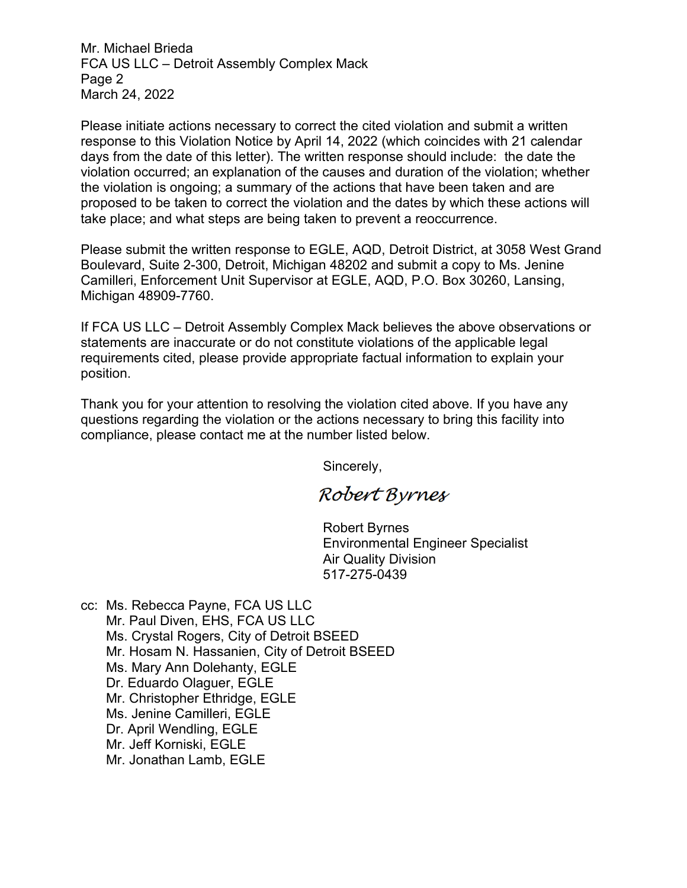Mr. Michael Brieda
FCA US LLC – Detroit Assembly Complex Mack
Page 2
March 24, 2022

Please initiate actions necessary to correct the cited violation and submit a written response to this Violation Notice by April 14, 2022 (which coincides with 21 calendar days from the date of this letter). The written response should include: the date the violation occurred; an explanation of the causes and duration of the violation; whether the violation is ongoing; a summary of the actions that have been taken and are proposed to be taken to correct the violation and the dates by which these actions will take place; and what steps are being taken to prevent a reoccurrence.

Please submit the written response to EGLE, AQD, Detroit District, at 3058 West Grand Boulevard, Suite 2-300, Detroit, Michigan 48202 and submit a copy to Ms. Jenine Camilleri, Enforcement Unit Supervisor at EGLE, AQD, P.O. Box 30260, Lansing, Michigan 48909-7760.

If FCA US LLC – Detroit Assembly Complex Mack believes the above observations or statements are inaccurate or do not constitute violations of the applicable legal requirements cited, please provide appropriate factual information to explain your position.

Thank you for your attention to resolving the violation cited above. If you have any questions regarding the violation or the actions necessary to bring this facility into compliance, please contact me at the number listed below.

Sincerely,

*Robert Byrnes*

Robert Byrnes
Environmental Engineer Specialist
Air Quality Division
517-275-0439

cc: Ms. Rebecca Payne, FCA US LLC
Mr. Paul Diven, EHS, FCA US LLC
Ms. Crystal Rogers, City of Detroit BSEED
Mr. Hosam N. Hassanien, City of Detroit BSEED
Ms. Mary Ann Dolehanty, EGLE
Dr. Eduardo Olaguer, EGLE
Mr. Christopher Ethridge, EGLE
Ms. Jenine Camilleri, EGLE
Dr. April Wendling, EGLE
Mr. Jeff Korniski, EGLE
Mr. Jonathan Lamb, EGLE